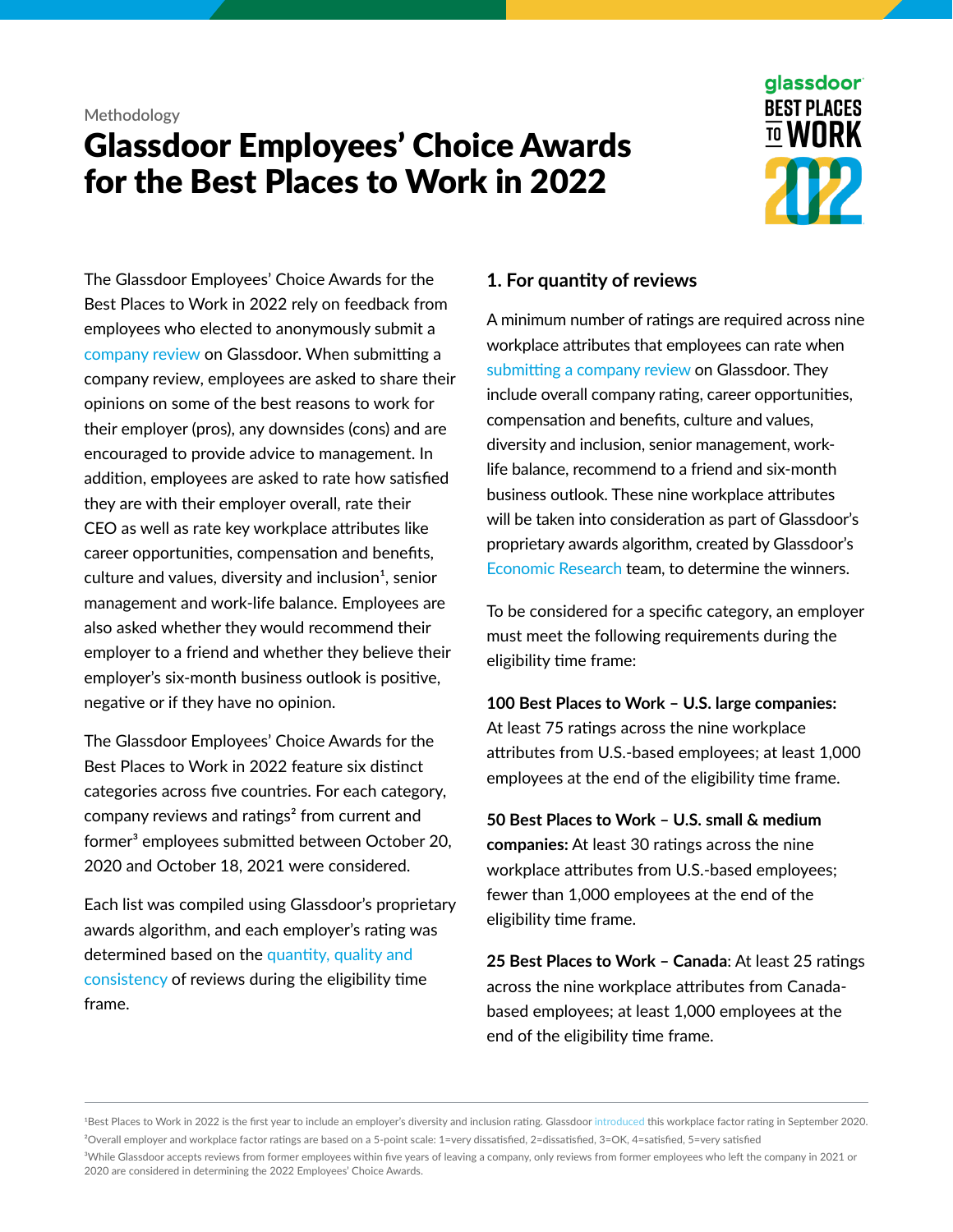Methodology

# Glassdoor Employees' Choice Awards for the Best Places to Work in 2022

The Glassdoor Employees' Choice Awards for the Best Places to Work in 2022 rely on feedback from employees who elected to anonymously submit a company review on Glassdoor. When submitting a company review, employees are asked to share their opinions on some of the best reasons to work for their employer (pros), any downsides (cons) and are encouraged to provide advice to management. In addition, employees are asked to rate how satisfied they are with their employer overall, rate their CEO as well as rate key workplace attributes like career opportunities, compensation and benefits, culture and values, diversity and inclusion[1], senior management and work-life balance. Employees are also asked whether they would recommend their employer to a friend and whether they believe their employer's six-month business outlook is positive, negative or if they have no opinion.

The Glassdoor Employees' Choice Awards for the Best Places to Work in 2022 feature six distinct categories across five countries. For each category, company reviews and ratings[2] from current and former[3] employees submitted between October 20, 2020 and October 18, 2021 were considered.

Each list was compiled using Glassdoor's proprietary awards algorithm, and each employer's rating was determined based on the quantity, quality and consistency of reviews during the eligibility time frame.

### 1. For quantity of reviews

A minimum number of ratings are required across nine workplace attributes that employees can rate when submitting a company review on Glassdoor. They include overall company rating, career opportunities, compensation and benefits, culture and values, diversity and inclusion, senior management, work-life balance, recommend to a friend and six-month business outlook. These nine workplace attributes will be taken into consideration as part of Glassdoor's proprietary awards algorithm, created by Glassdoor's Economic Research team, to determine the winners.

To be considered for a specific category, an employer must meet the following requirements during the eligibility time frame:

**100 Best Places to Work – U.S. large companies:** At least 75 ratings across the nine workplace attributes from U.S.-based employees; at least 1,000 employees at the end of the eligibility time frame.

**50 Best Places to Work – U.S. small & medium companies:** At least 30 ratings across the nine workplace attributes from U.S.-based employees; fewer than 1,000 employees at the end of the eligibility time frame.

**25 Best Places to Work – Canada**: At least 25 ratings across the nine workplace attributes from Canada-based employees; at least 1,000 employees at the end of the eligibility time frame.

---

[1] Best Places to Work in 2022 is the first year to include an employer's diversity and inclusion rating. Glassdoor introduced this workplace factor rating in September 2020.

[2] Overall employer and workplace factor ratings are based on a 5-point scale: 1=very dissatisfied, 2=dissatisfied, 3=OK, 4=satisfied, 5=very satisfied

[3] While Glassdoor accepts reviews from former employees within five years of leaving a company, only reviews from former employees who left the company in 2021 or 2020 are considered in determining the 2022 Employees' Choice Awards.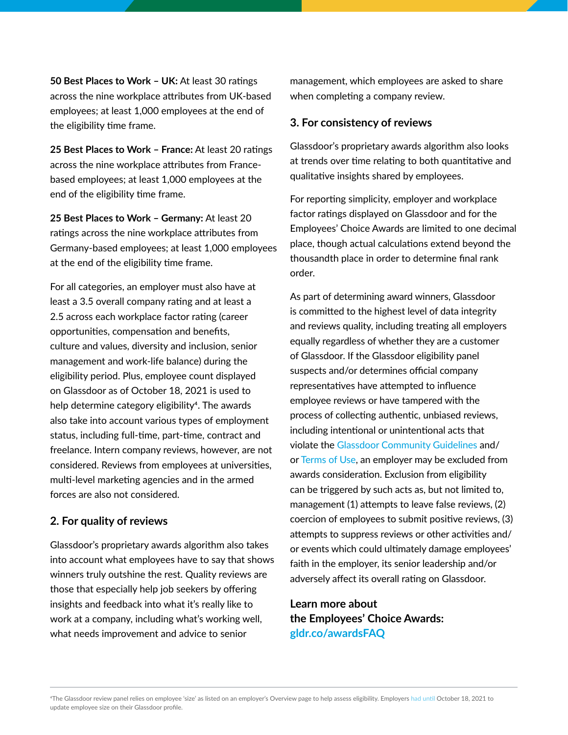**50 Best Places to Work – UK:** At least 30 ratings across the nine workplace attributes from UK-based employees; at least 1,000 employees at the end of the eligibility time frame.

**25 Best Places to Work – France:** At least 20 ratings across the nine workplace attributes from France-based employees; at least 1,000 employees at the end of the eligibility time frame.

**25 Best Places to Work – Germany:** At least 20 ratings across the nine workplace attributes from Germany-based employees; at least 1,000 employees at the end of the eligibility time frame.

For all categories, an employer must also have at least a 3.5 overall company rating and at least a 2.5 across each workplace factor rating (career opportunities, compensation and benefits, culture and values, diversity and inclusion, senior management and work-life balance) during the eligibility period. Plus, employee count displayed on Glassdoor as of October 18, 2021 is used to help determine category eligibility[4]. The awards also take into account various types of employment status, including full-time, part-time, contract and freelance. Intern company reviews, however, are not considered. Reviews from employees at universities, multi-level marketing agencies and in the armed forces are also not considered.

## 2. For quality of reviews

Glassdoor's proprietary awards algorithm also takes into account what employees have to say that shows winners truly outshine the rest. Quality reviews are those that especially help job seekers by offering insights and feedback into what it's really like to work at a company, including what's working well, what needs improvement and advice to senior management, which employees are asked to share when completing a company review.

## 3. For consistency of reviews

Glassdoor's proprietary awards algorithm also looks at trends over time relating to both quantitative and qualitative insights shared by employees.

For reporting simplicity, employer and workplace factor ratings displayed on Glassdoor and for the Employees' Choice Awards are limited to one decimal place, though actual calculations extend beyond the thousandth place in order to determine final rank order.

As part of determining award winners, Glassdoor is committed to the highest level of data integrity and reviews quality, including treating all employers equally regardless of whether they are a customer of Glassdoor. If the Glassdoor eligibility panel suspects and/or determines official company representatives have attempted to influence employee reviews or have tampered with the process of collecting authentic, unbiased reviews, including intentional or unintentional acts that violate the Glassdoor Community Guidelines and/or Terms of Use, an employer may be excluded from awards consideration. Exclusion from eligibility can be triggered by such acts as, but not limited to, management (1) attempts to leave false reviews, (2) coercion of employees to submit positive reviews, (3) attempts to suppress reviews or other activities and/or events which could ultimately damage employees' faith in the employer, its senior leadership and/or adversely affect its overall rating on Glassdoor.

**Learn more about the Employees' Choice Awards: gldr.co/awardsFAQ**

[4]The Glassdoor review panel relies on employee 'size' as listed on an employer's Overview page to help assess eligibility. Employers had until October 18, 2021 to update employee size on their Glassdoor profile.